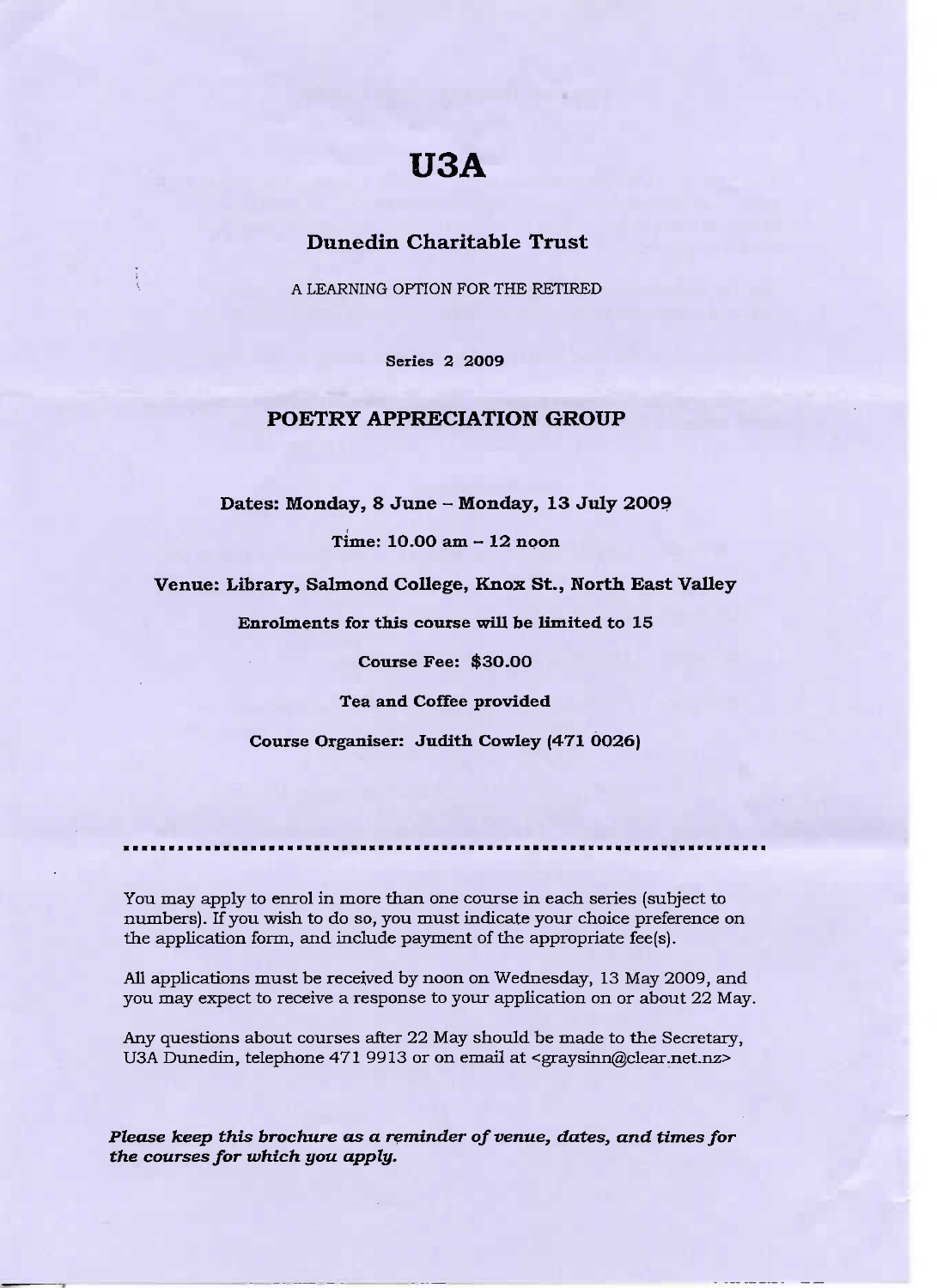# U3A

## Dunedin Charitable Trust

A LEARNING OPTION FOR THE RETIRED

**Series 2 2009**

## POETRY APPRECIATION GROUP

**Dates: Monday, 8 June – Monday, 13 July 2009**

**Time: 10.00 am – 12 noon**

**Venue: Library, Salmond College, Knox St., North East Valley**

**Enrolments for this course will be limited to 15**

**Course Fee: $30.00**

**Tea and Coffee provided**

**Course Organiser: Judith Cowley (471 0026)**

---

You may apply to enrol in more than one course in each series (subject to numbers). If you wish to do so, you must indicate your choice preference on the application form, and include payment of the appropriate fee(s).

All applications must be received by noon on Wednesday, 13 May 2009, and you may expect to receive a response to your application on or about 22 May.

Any questions about courses after 22 May should be made to the Secretary, U3A Dunedin, telephone 471 9913 or on email at <graysinn@clear.net.nz>

***Please keep this brochure as a reminder of venue, dates, and times for the courses for which you apply.***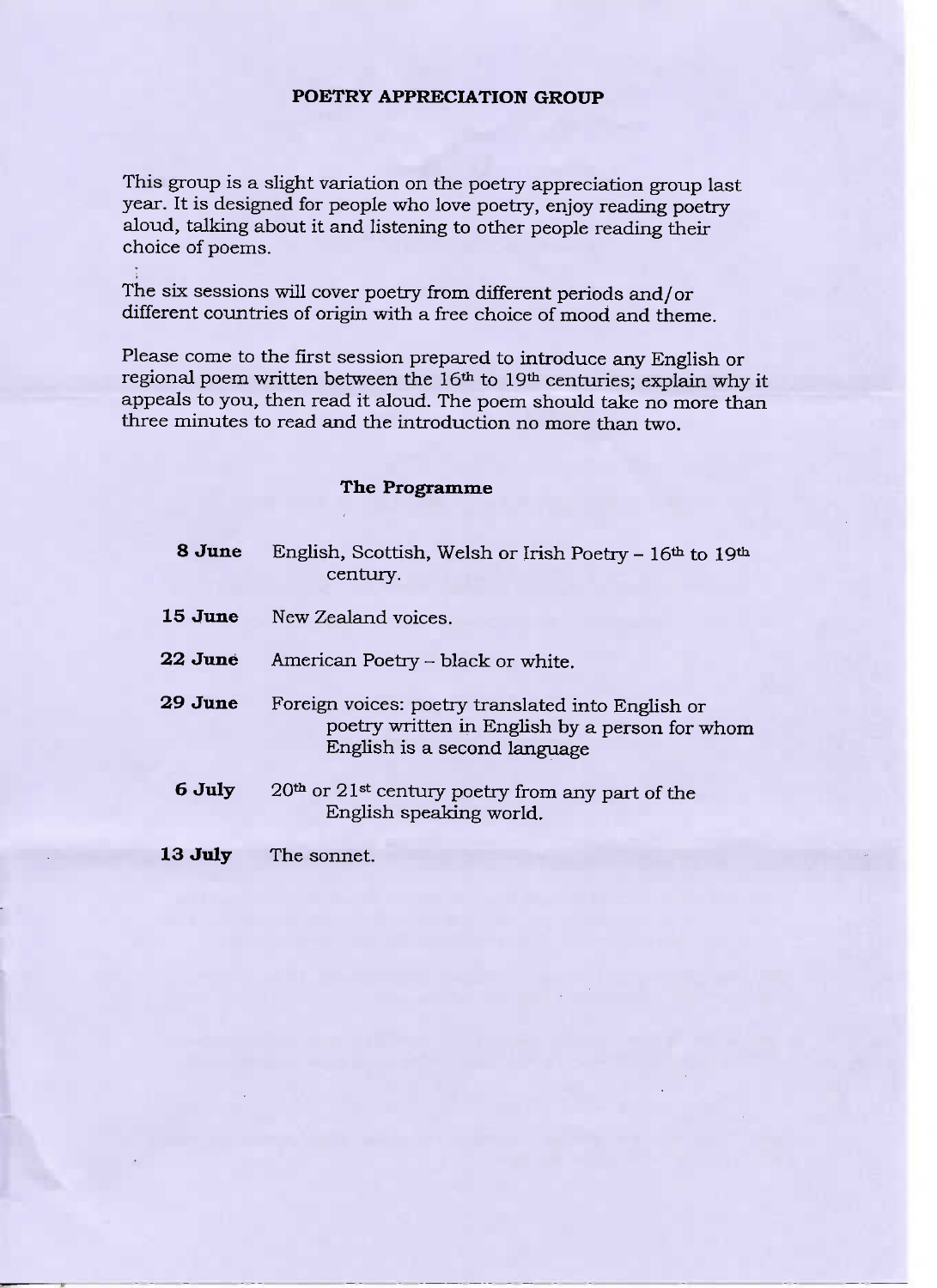## POETRY APPRECIATION GROUP

This group is a slight variation on the poetry appreciation group last year. It is designed for people who love poetry, enjoy reading poetry aloud, talking about it and listening to other people reading their choice of poems.

The six sessions will cover poetry from different periods and/or different countries of origin with a free choice of mood and theme.

Please come to the first session prepared to introduce any English or regional poem written between the 16th to 19th centuries; explain why it appeals to you, then read it aloud. The poem should take no more than three minutes to read and the introduction no more than two.

### The Programme

| | |
|---|---|
| **8 June** | English, Scottish, Welsh or Irish Poetry – 16th to 19th century. |
| **15 June** | New Zealand voices. |
| **22 June** | American Poetry – black or white. |
| **29 June** | Foreign voices: poetry translated into English or poetry written in English by a person for whom English is a second language |
| **6 July** | 20th or 21st century poetry from any part of the English speaking world. |
| **13 July** | The sonnet. |